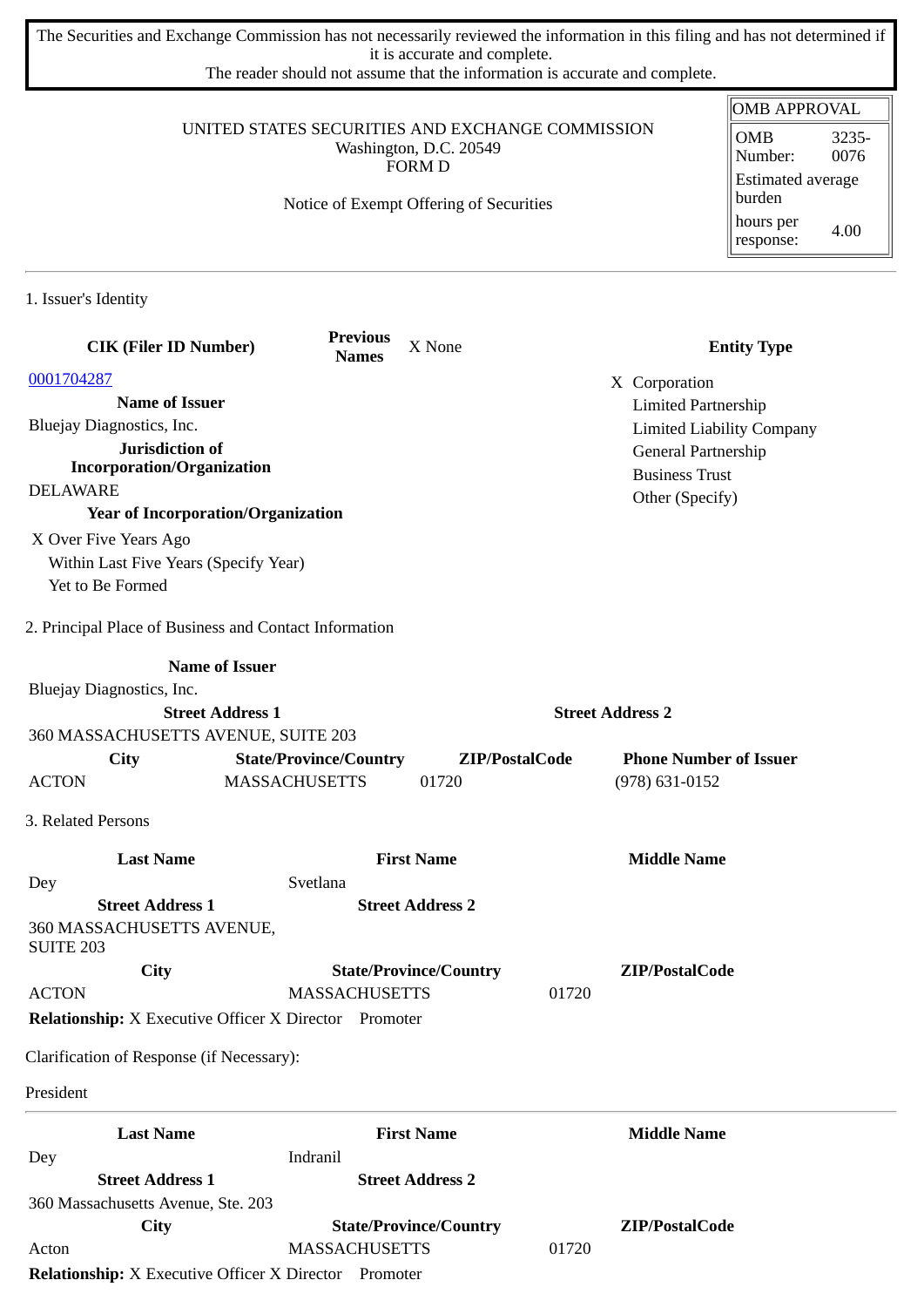The Securities and Exchange Commission has not necessarily reviewed the information in this filing and has not determined if it is accurate and complete.
The reader should not assume that the information is accurate and complete.

| OMB APPROVAL | |
|---|---|
| OMB Number: | 3235-0076 |
| Estimated average burden | |
| hours per response: | 4.00 |

UNITED STATES SECURITIES AND EXCHANGE COMMISSION
Washington, D.C. 20549
FORM D

Notice of Exempt Offering of Securities

## 1. Issuer's Identity

**CIK (Filer ID Number)**
0001704287

**Previous Names**
X None

**Entity Type**
X Corporation
Limited Partnership
Limited Liability Company
General Partnership
Business Trust
Other (Specify)

**Name of Issuer**
Bluejay Diagnostics, Inc.

**Jurisdiction of Incorporation/Organization**
DELAWARE

**Year of Incorporation/Organization**
X Over Five Years Ago
Within Last Five Years (Specify Year)
Yet to Be Formed

## 2. Principal Place of Business and Contact Information

**Name of Issuer**
Bluejay Diagnostics, Inc.

| Street Address 1 | Street Address 2 |
|---|---|
| 360 MASSACHUSETTS AVENUE, SUITE 203 | |

| City | State/Province/Country | ZIP/PostalCode | Phone Number of Issuer |
|---|---|---|---|
| ACTON | MASSACHUSETTS | 01720 | (978) 631-0152 |

## 3. Related Persons

| Last Name | First Name | Middle Name |
|---|---|---|
| Dey | Svetlana | |

| Street Address 1 | Street Address 2 |
|---|---|
| 360 MASSACHUSETTS AVENUE, SUITE 203 | |

| City | State/Province/Country | ZIP/PostalCode |
|---|---|---|
| ACTON | MASSACHUSETTS | 01720 |

**Relationship:** X Executive Officer X Director Promoter

Clarification of Response (if Necessary):

President

---

| Last Name | First Name | Middle Name |
|---|---|---|
| Dey | Indranil | |

| Street Address 1 | Street Address 2 |
|---|---|
| 360 Massachusetts Avenue, Ste. 203 | |

| City | State/Province/Country | ZIP/PostalCode |
|---|---|---|
| Acton | MASSACHUSETTS | 01720 |

**Relationship:** X Executive Officer X Director Promoter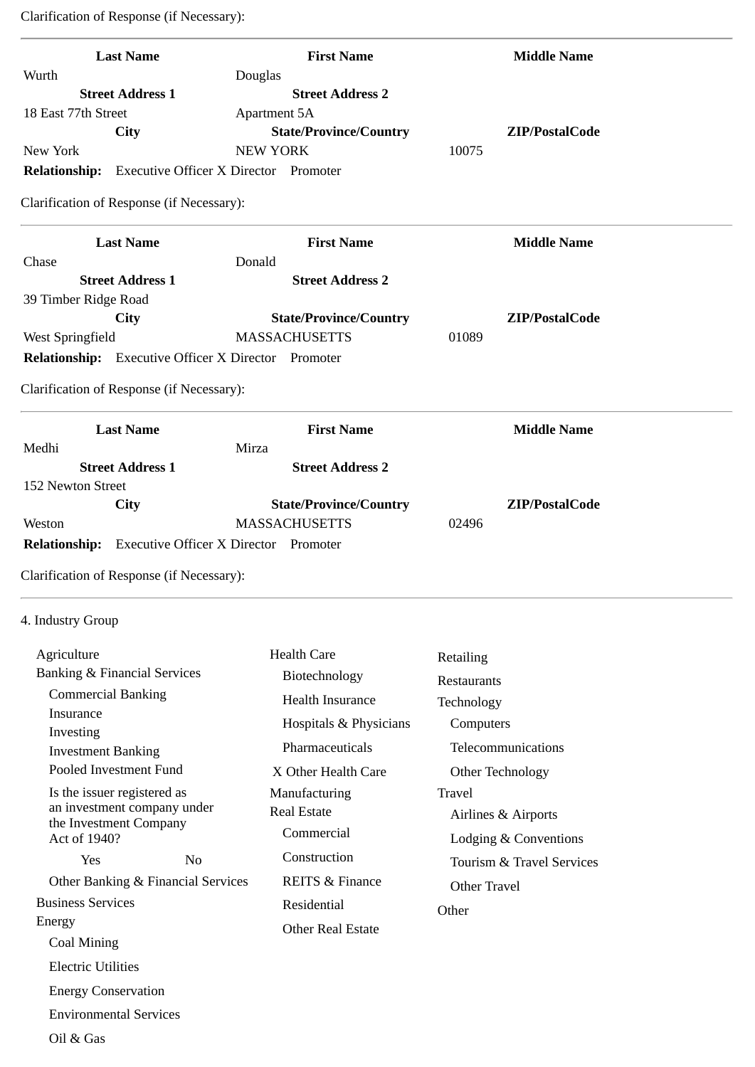Clarification of Response (if Necessary):

---

| Last Name | First Name | Middle Name |
|---|---|---|
| Wurth | Douglas | |
| **Street Address 1** | **Street Address 2** | |
| 18 East 77th Street | Apartment 5A | |
| **City** | **State/Province/Country** | **ZIP/PostalCode** |
| New York | NEW YORK | 10075 |

**Relationship:** Executive Officer X Director Promoter

Clarification of Response (if Necessary):

---

| Last Name | First Name | Middle Name |
|---|---|---|
| Chase | Donald | |
| **Street Address 1** | **Street Address 2** | |
| 39 Timber Ridge Road | | |
| **City** | **State/Province/Country** | **ZIP/PostalCode** |
| West Springfield | MASSACHUSETTS | 01089 |

**Relationship:** Executive Officer X Director Promoter

Clarification of Response (if Necessary):

---

| Last Name | First Name | Middle Name |
|---|---|---|
| Medhi | Mirza | |
| **Street Address 1** | **Street Address 2** | |
| 152 Newton Street | | |
| **City** | **State/Province/Country** | **ZIP/PostalCode** |
| Weston | MASSACHUSETTS | 02496 |

**Relationship:** Executive Officer X Director Promoter

Clarification of Response (if Necessary):

---

4. Industry Group

- Agriculture
- Banking & Financial Services
  - Commercial Banking
  - Insurance
  - Investing
  - Investment Banking
  - Pooled Investment Fund
  - Is the issuer registered as an investment company under the Investment Company Act of 1940?
    - Yes
    - No
  - Other Banking & Financial Services
- Business Services
- Energy
  - Coal Mining
  - Electric Utilities
  - Energy Conservation
  - Environmental Services
  - Oil & Gas
- Health Care
  - Biotechnology
  - Health Insurance
  - Hospitals & Physicians
  - Pharmaceuticals
  - X Other Health Care
- Manufacturing
- Real Estate
  - Commercial
  - Construction
  - REITS & Finance
  - Residential
  - Other Real Estate
- Retailing
- Restaurants
- Technology
  - Computers
  - Telecommunications
  - Other Technology
- Travel
  - Airlines & Airports
  - Lodging & Conventions
  - Tourism & Travel Services
  - Other Travel
- Other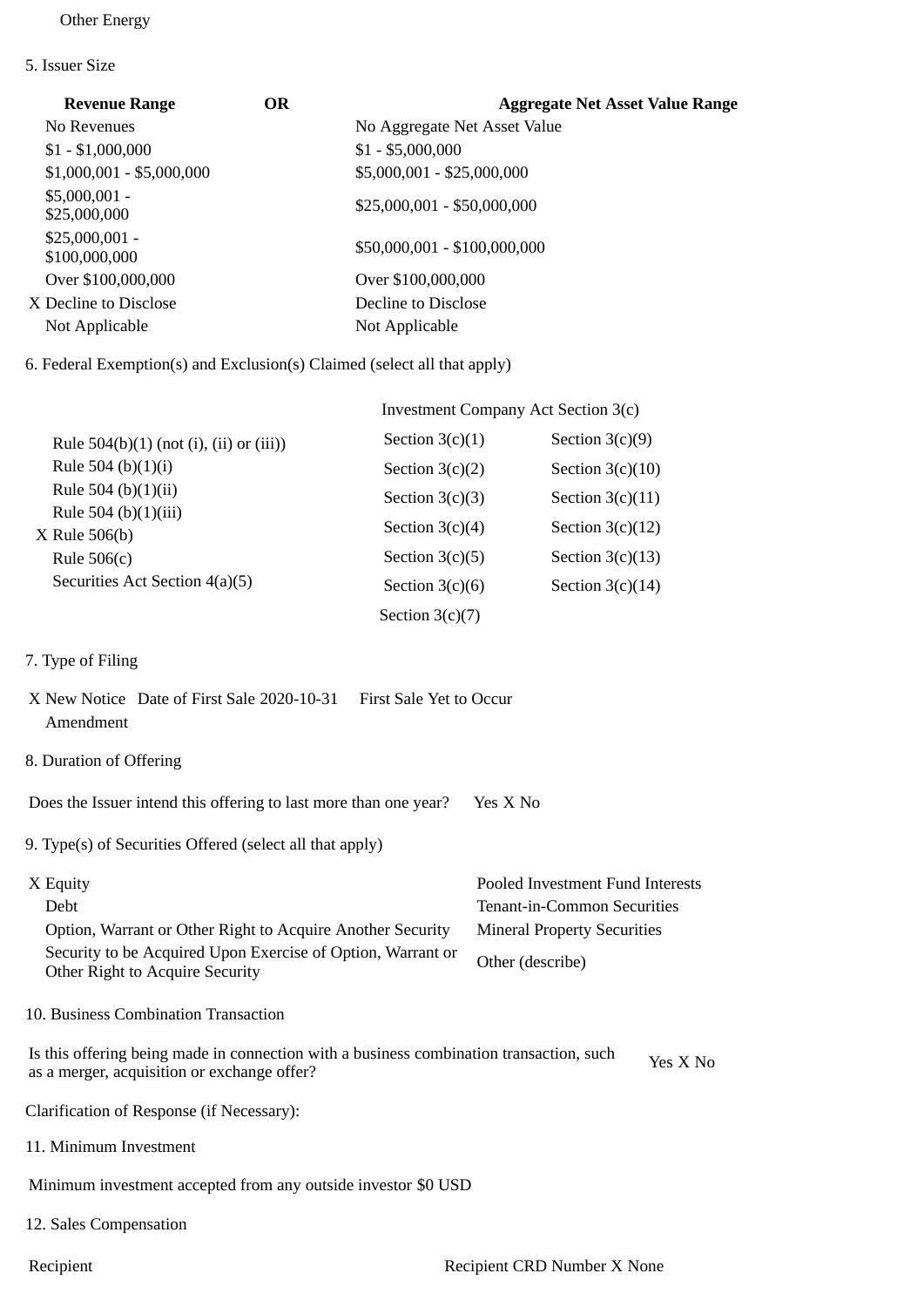Other Energy

5. Issuer Size

| Revenue Range | OR | Aggregate Net Asset Value Range |
|---|---|---|
| No Revenues | | No Aggregate Net Asset Value |
| $1 - $1,000,000 | | $1 - $5,000,000 |
| $1,000,001 - $5,000,000 | | $5,000,001 - $25,000,000 |
| $5,000,001 - $25,000,000 | | $25,000,001 - $50,000,000 |
| $25,000,001 - $100,000,000 | | $50,000,001 - $100,000,000 |
| Over $100,000,000 | | Over $100,000,000 |
| X Decline to Disclose | | Decline to Disclose |
| Not Applicable | | Not Applicable |

6. Federal Exemption(s) and Exclusion(s) Claimed (select all that apply)

| | Investment Company Act Section 3(c) | |
|---|---|---|
| Rule 504(b)(1) (not (i), (ii) or (iii)) | Section 3(c)(1) | Section 3(c)(9) |
| Rule 504 (b)(1)(i) | Section 3(c)(2) | Section 3(c)(10) |
| Rule 504 (b)(1)(ii) | Section 3(c)(3) | Section 3(c)(11) |
| Rule 504 (b)(1)(iii) | | |
| X Rule 506(b) | Section 3(c)(4) | Section 3(c)(12) |
| Rule 506(c) | Section 3(c)(5) | Section 3(c)(13) |
| Securities Act Section 4(a)(5) | Section 3(c)(6) | Section 3(c)(14) |
| | Section 3(c)(7) | |

7. Type of Filing

X New Notice Date of First Sale 2020-10-31 First Sale Yet to Occur
Amendment

8. Duration of Offering

Does the Issuer intend this offering to last more than one year? Yes X No

9. Type(s) of Securities Offered (select all that apply)

| | |
|---|---|
| X Equity | Pooled Investment Fund Interests |
| Debt | Tenant-in-Common Securities |
| Option, Warrant or Other Right to Acquire Another Security | Mineral Property Securities |
| Security to be Acquired Upon Exercise of Option, Warrant or Other Right to Acquire Security | Other (describe) |

10. Business Combination Transaction

Is this offering being made in connection with a business combination transaction, such as a merger, acquisition or exchange offer? Yes X No

Clarification of Response (if Necessary):

11. Minimum Investment

Minimum investment accepted from any outside investor $0 USD

12. Sales Compensation

Recipient Recipient CRD Number X None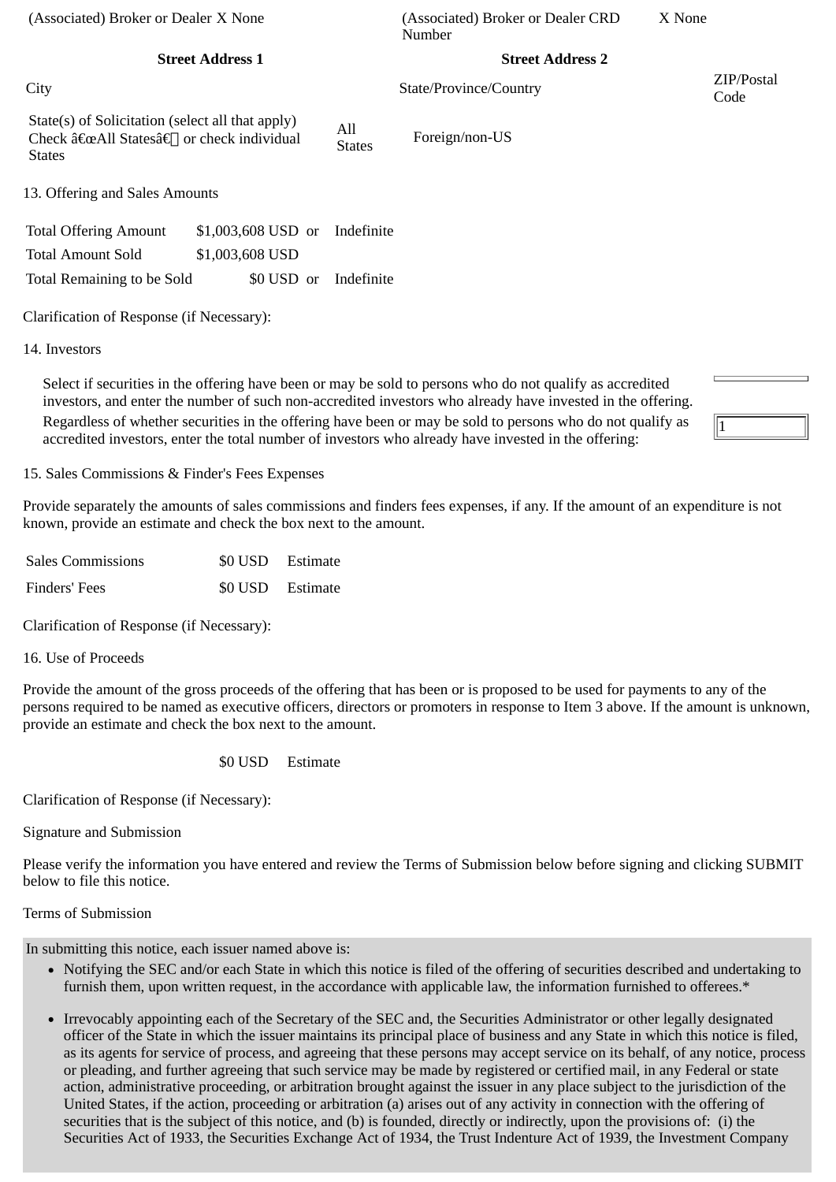| (Associated) Broker or Dealer X None | | (Associated) Broker or Dealer CRD Number | X None |
|---|---|---|---|
| **Street Address 1** | | **Street Address 2** | |
| City | | State/Province/Country | ZIP/Postal Code |

| State(s) of Solicitation (select all that apply) Check â€œAll Statesâ€ or check individual States | All States | Foreign/non-US |
|---|---|---|

13. Offering and Sales Amounts

| | | | |
|---|---|---|---|
| Total Offering Amount | $1,003,608 USD | or | Indefinite |
| Total Amount Sold | $1,003,608 USD | | |
| Total Remaining to be Sold | $0 USD | or | Indefinite |

Clarification of Response (if Necessary):

14. Investors

Select if securities in the offering have been or may be sold to persons who do not qualify as accredited investors, and enter the number of such non-accredited investors who already have invested in the offering.

Regardless of whether securities in the offering have been or may be sold to persons who do not qualify as accredited investors, enter the total number of investors who already have invested in the offering: 1

15. Sales Commissions & Finder's Fees Expenses

Provide separately the amounts of sales commissions and finders fees expenses, if any. If the amount of an expenditure is not known, provide an estimate and check the box next to the amount.

| | | |
|---|---|---|
| Sales Commissions | $0 USD | Estimate |
| Finders' Fees | $0 USD | Estimate |

Clarification of Response (if Necessary):

16. Use of Proceeds

Provide the amount of the gross proceeds of the offering that has been or is proposed to be used for payments to any of the persons required to be named as executive officers, directors or promoters in response to Item 3 above. If the amount is unknown, provide an estimate and check the box next to the amount.

$0 USD Estimate

Clarification of Response (if Necessary):

Signature and Submission

Please verify the information you have entered and review the Terms of Submission below before signing and clicking SUBMIT below to file this notice.

Terms of Submission

In submitting this notice, each issuer named above is:

- Notifying the SEC and/or each State in which this notice is filed of the offering of securities described and undertaking to furnish them, upon written request, in the accordance with applicable law, the information furnished to offerees.*
- Irrevocably appointing each of the Secretary of the SEC and, the Securities Administrator or other legally designated officer of the State in which the issuer maintains its principal place of business and any State in which this notice is filed, as its agents for service of process, and agreeing that these persons may accept service on its behalf, of any notice, process or pleading, and further agreeing that such service may be made by registered or certified mail, in any Federal or state action, administrative proceeding, or arbitration brought against the issuer in any place subject to the jurisdiction of the United States, if the action, proceeding or arbitration (a) arises out of any activity in connection with the offering of securities that is the subject of this notice, and (b) is founded, directly or indirectly, upon the provisions of: (i) the Securities Act of 1933, the Securities Exchange Act of 1934, the Trust Indenture Act of 1939, the Investment Company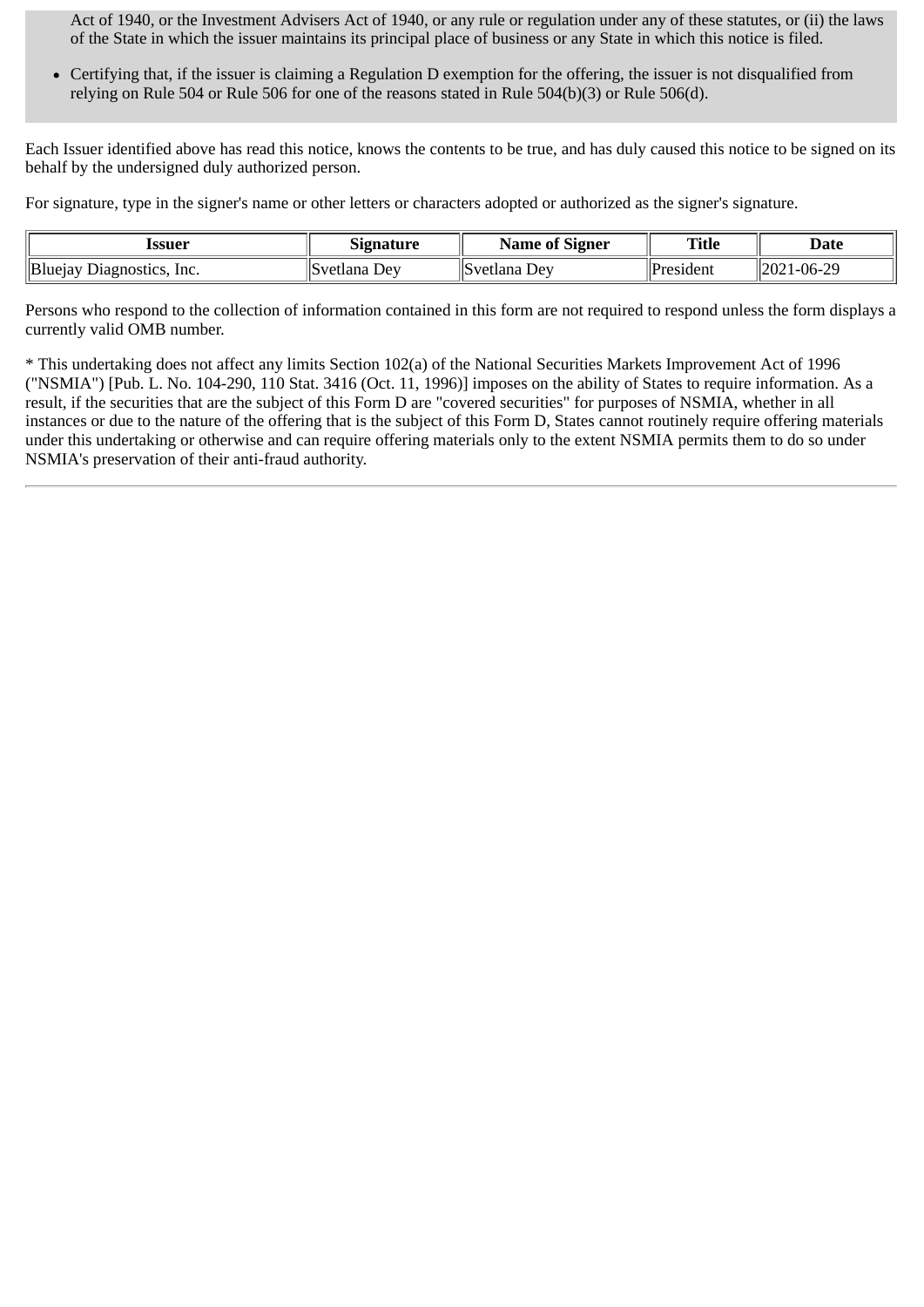Act of 1940, or the Investment Advisers Act of 1940, or any rule or regulation under any of these statutes, or (ii) the laws of the State in which the issuer maintains its principal place of business or any State in which this notice is filed.

- Certifying that, if the issuer is claiming a Regulation D exemption for the offering, the issuer is not disqualified from relying on Rule 504 or Rule 506 for one of the reasons stated in Rule 504(b)(3) or Rule 506(d).

Each Issuer identified above has read this notice, knows the contents to be true, and has duly caused this notice to be signed on its behalf by the undersigned duly authorized person.

For signature, type in the signer's name or other letters or characters adopted or authorized as the signer's signature.

| Issuer | Signature | Name of Signer | Title | Date |
|---|---|---|---|---|
| Bluejay Diagnostics, Inc. | Svetlana Dey | Svetlana Dey | President | 2021-06-29 |

Persons who respond to the collection of information contained in this form are not required to respond unless the form displays a currently valid OMB number.

* This undertaking does not affect any limits Section 102(a) of the National Securities Markets Improvement Act of 1996 ("NSMIA") [Pub. L. No. 104-290, 110 Stat. 3416 (Oct. 11, 1996)] imposes on the ability of States to require information. As a result, if the securities that are the subject of this Form D are "covered securities" for purposes of NSMIA, whether in all instances or due to the nature of the offering that is the subject of this Form D, States cannot routinely require offering materials under this undertaking or otherwise and can require offering materials only to the extent NSMIA permits them to do so under NSMIA's preservation of their anti-fraud authority.